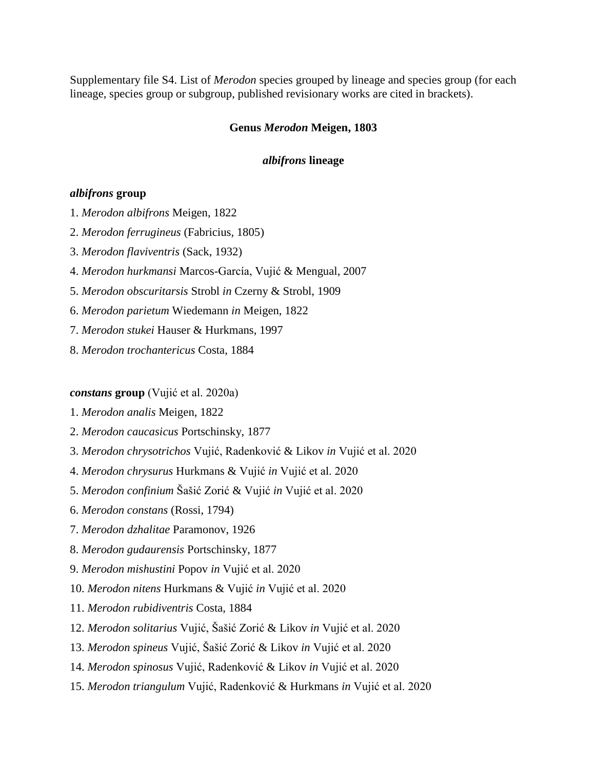Supplementary file S4. List of *Merodon* species grouped by lineage and species group (for each lineage, species group or subgroup, published revisionary works are cited in brackets).

## Genus *Merodon* Meigen, 1803

### *albifrons* lineage

#### *albifrons* group

1. *Merodon albifrons* Meigen, 1822
2. *Merodon ferrugineus* (Fabricius, 1805)
3. *Merodon flaviventris* (Sack, 1932)
4. *Merodon hurkmansi* Marcos-García, Vujić & Mengual, 2007
5. *Merodon obscuritarsis* Strobl *in* Czerny & Strobl, 1909
6. *Merodon parietum* Wiedemann *in* Meigen, 1822
7. *Merodon stukei* Hauser & Hurkmans, 1997
8. *Merodon trochantericus* Costa, 1884

#### *constans* group (Vujić et al. 2020a)

1. *Merodon analis* Meigen, 1822
2. *Merodon caucasicus* Portschinsky, 1877
3. *Merodon chrysotrichos* Vujić, Radenković & Likov *in* Vujić et al. 2020
4. *Merodon chrysurus* Hurkmans & Vujić *in* Vujić et al. 2020
5. *Merodon confinium* Šašić Zorić & Vujić *in* Vujić et al. 2020
6. *Merodon constans* (Rossi, 1794)
7. *Merodon dzhalitae* Paramonov, 1926
8. *Merodon gudaurensis* Portschinsky, 1877
9. *Merodon mishustini* Popov *in* Vujić et al. 2020
10. *Merodon nitens* Hurkmans & Vujić *in* Vujić et al. 2020
11. *Merodon rubidiventris* Costa, 1884
12. *Merodon solitarius* Vujić, Šašić Zorić & Likov *in* Vujić et al. 2020
13. *Merodon spineus* Vujić, Šašić Zorić & Likov *in* Vujić et al. 2020
14. *Merodon spinosus* Vujić, Radenković & Likov *in* Vujić et al. 2020
15. *Merodon triangulum* Vujić, Radenković & Hurkmans *in* Vujić et al. 2020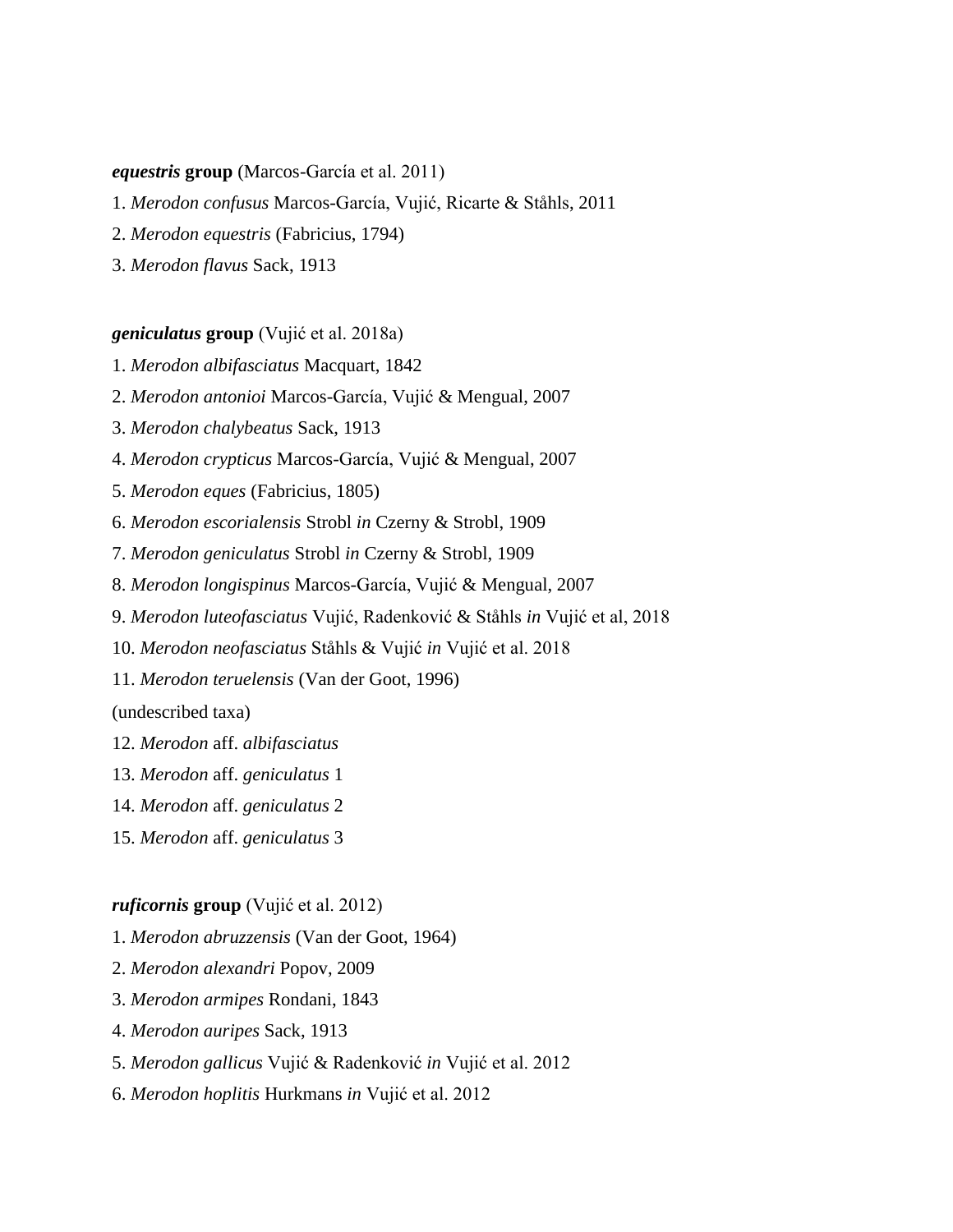***equestris* group** (Marcos-García et al. 2011)

1. *Merodon confusus* Marcos-García, Vujić, Ricarte & Ståhls, 2011
2. *Merodon equestris* (Fabricius, 1794)
3. *Merodon flavus* Sack, 1913

***geniculatus* group** (Vujić et al. 2018a)

1. *Merodon albifasciatus* Macquart, 1842
2. *Merodon antonioi* Marcos-García, Vujić & Mengual, 2007
3. *Merodon chalybeatus* Sack, 1913
4. *Merodon crypticus* Marcos-García, Vujić & Mengual, 2007
5. *Merodon eques* (Fabricius, 1805)
6. *Merodon escorialensis* Strobl *in* Czerny & Strobl, 1909
7. *Merodon geniculatus* Strobl *in* Czerny & Strobl, 1909
8. *Merodon longispinus* Marcos-García, Vujić & Mengual, 2007
9. *Merodon luteofasciatus* Vujić, Radenković & Ståhls *in* Vujić et al, 2018
10. *Merodon neofasciatus* Ståhls & Vujić *in* Vujić et al. 2018
11. *Merodon teruelensis* (Van der Goot, 1996)

(undescribed taxa)

12. *Merodon* aff. *albifasciatus*
13. *Merodon* aff. *geniculatus* 1
14. *Merodon* aff. *geniculatus* 2
15. *Merodon* aff. *geniculatus* 3

***ruficornis* group** (Vujić et al. 2012)

1. *Merodon abruzzensis* (Van der Goot, 1964)
2. *Merodon alexandri* Popov, 2009
3. *Merodon armipes* Rondani, 1843
4. *Merodon auripes* Sack, 1913
5. *Merodon gallicus* Vujić & Radenković *in* Vujić et al. 2012
6. *Merodon hoplitis* Hurkmans *in* Vujić et al. 2012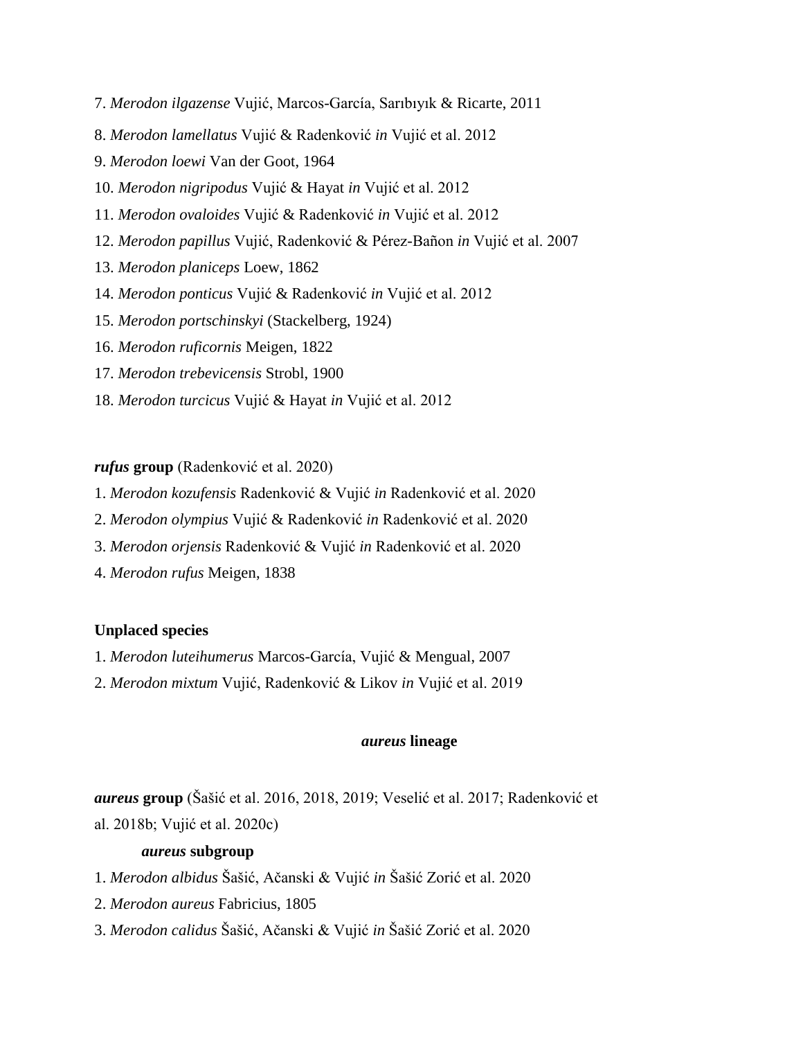7. *Merodon ilgazense* Vujić, Marcos-García, Sarıbıyık & Ricarte, 2011

8. *Merodon lamellatus* Vujić & Radenković *in* Vujić et al. 2012

9. *Merodon loewi* Van der Goot, 1964

10. *Merodon nigripodus* Vujić & Hayat *in* Vujić et al. 2012

11. *Merodon ovaloides* Vujić & Radenković *in* Vujić et al. 2012

12. *Merodon papillus* Vujić, Radenković & Pérez-Bañon *in* Vujić et al. 2007

13. *Merodon planiceps* Loew, 1862

14. *Merodon ponticus* Vujić & Radenković *in* Vujić et al. 2012

15. *Merodon portschinskyi* (Stackelberg, 1924)

16. *Merodon ruficornis* Meigen, 1822

17. *Merodon trebevicensis* Strobl, 1900

18. *Merodon turcicus* Vujić & Hayat *in* Vujić et al. 2012

***rufus*** **group** (Radenković et al. 2020)

1. *Merodon kozufensis* Radenković & Vujić *in* Radenković et al. 2020
2. *Merodon olympius* Vujić & Radenković *in* Radenković et al. 2020
3. *Merodon orjensis* Radenković & Vujić *in* Radenković et al. 2020
4. *Merodon rufus* Meigen, 1838

**Unplaced species**

1. *Merodon luteihumerus* Marcos-García, Vujić & Mengual, 2007
2. *Merodon mixtum* Vujić, Radenković & Likov *in* Vujić et al. 2019

## *aureus* lineage

***aureus*** **group** (Šašić et al. 2016, 2018, 2019; Veselić et al. 2017; Radenković et al. 2018b; Vujić et al. 2020c)

***aureus*** **subgroup**

1. *Merodon albidus* Šašić, Ačanski & Vujić *in* Šašić Zorić et al. 2020
2. *Merodon aureus* Fabricius, 1805
3. *Merodon calidus* Šašić, Ačanski & Vujić *in* Šašić Zorić et al. 2020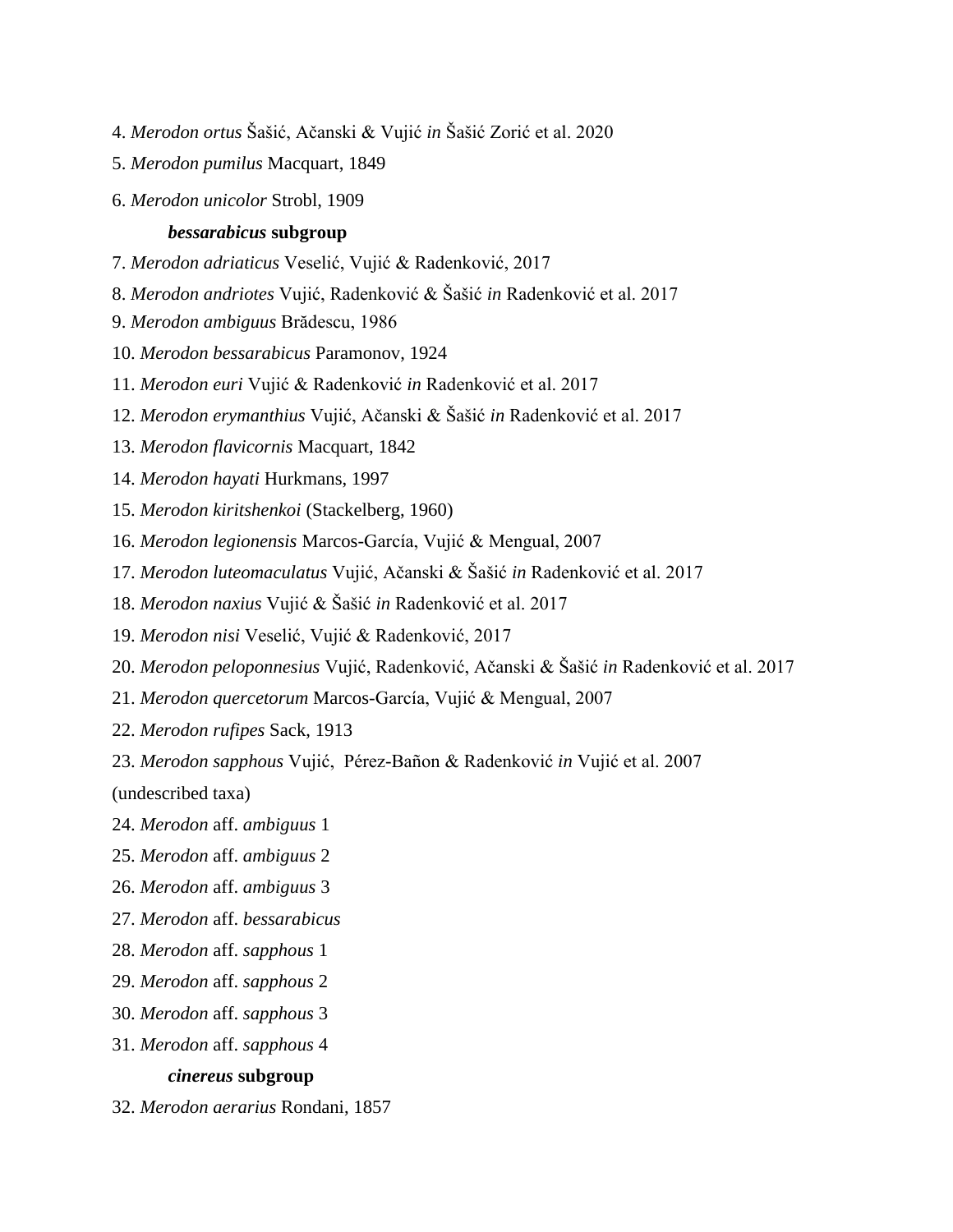4. *Merodon ortus* Šašić, Ačanski & Vujić *in* Šašić Zorić et al. 2020

5. *Merodon pumilus* Macquart, 1849

6. *Merodon unicolor* Strobl, 1909

***bessarabicus* subgroup**

7. *Merodon adriaticus* Veselić, Vujić & Radenković, 2017

8. *Merodon andriotes* Vujić, Radenković & Šašić *in* Radenković et al. 2017

9. *Merodon ambiguus* Brădescu, 1986

10. *Merodon bessarabicus* Paramonov, 1924

11. *Merodon euri* Vujić & Radenković *in* Radenković et al. 2017

12. *Merodon erymanthius* Vujić, Ačanski & Šašić *in* Radenković et al. 2017

13. *Merodon flavicornis* Macquart, 1842

14. *Merodon hayati* Hurkmans, 1997

15. *Merodon kiritshenkoi* (Stackelberg, 1960)

16. *Merodon legionensis* Marcos-García, Vujić & Mengual, 2007

17. *Merodon luteomaculatus* Vujić, Ačanski & Šašić *in* Radenković et al. 2017

18. *Merodon naxius* Vujić & Šašić *in* Radenković et al. 2017

19. *Merodon nisi* Veselić, Vujić & Radenković, 2017

20. *Merodon peloponnesius* Vujić, Radenković, Ačanski & Šašić *in* Radenković et al. 2017

21. *Merodon quercetorum* Marcos-García, Vujić & Mengual, 2007

22. *Merodon rufipes* Sack, 1913

23. *Merodon sapphous* Vujić, Pérez-Bañon & Radenković *in* Vujić et al. 2007

(undescribed taxa)

24. *Merodon* aff. *ambiguus* 1

25. *Merodon* aff. *ambiguus* 2

26. *Merodon* aff. *ambiguus* 3

27. *Merodon* aff. *bessarabicus*

28. *Merodon* aff. *sapphous* 1

29. *Merodon* aff. *sapphous* 2

30. *Merodon* aff. *sapphous* 3

31. *Merodon* aff. *sapphous* 4

***cinereus* subgroup**

32. *Merodon aerarius* Rondani, 1857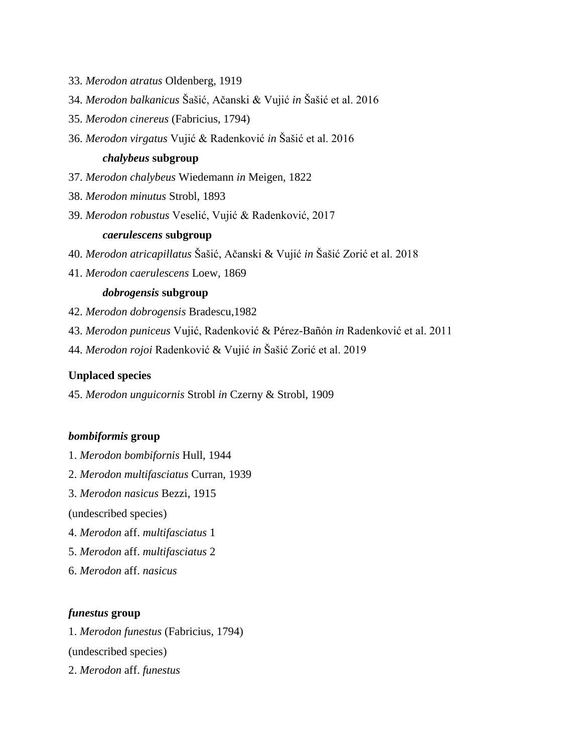33. *Merodon atratus* Oldenberg, 1919

34. *Merodon balkanicus* Šašić, Ačanski & Vujić *in* Šašić et al. 2016

35. *Merodon cinereus* (Fabricius, 1794)

36. *Merodon virgatus* Vujić & Radenković *in* Šašić et al. 2016

***chalybeus* subgroup**

37. *Merodon chalybeus* Wiedemann *in* Meigen, 1822

38. *Merodon minutus* Strobl, 1893

39. *Merodon robustus* Veselić, Vujić & Radenković, 2017

***caerulescens* subgroup**

40. *Merodon atricapillatus* Šašić, Ačanski & Vujić *in* Šašić Zorić et al. 2018

41. *Merodon caerulescens* Loew, 1869

***dobrogensis* subgroup**

42. *Merodon dobrogensis* Bradescu,1982

43. *Merodon puniceus* Vujić, Radenković & Pérez-Bañón *in* Radenković et al. 2011

44. *Merodon rojoi* Radenković & Vujić *in* Šašić Zorić et al. 2019

**Unplaced species**

45. *Merodon unguicornis* Strobl *in* Czerny & Strobl, 1909

***bombiformis* group**

1. *Merodon bombifornis* Hull, 1944
2. *Merodon multifasciatus* Curran, 1939
3. *Merodon nasicus* Bezzi, 1915

(undescribed species)

4. *Merodon* aff. *multifasciatus* 1
5. *Merodon* aff. *multifasciatus* 2
6. *Merodon* aff. *nasicus*

***funestus* group**

1. *Merodon funestus* (Fabricius, 1794)

(undescribed species)

2. *Merodon* aff. *funestus*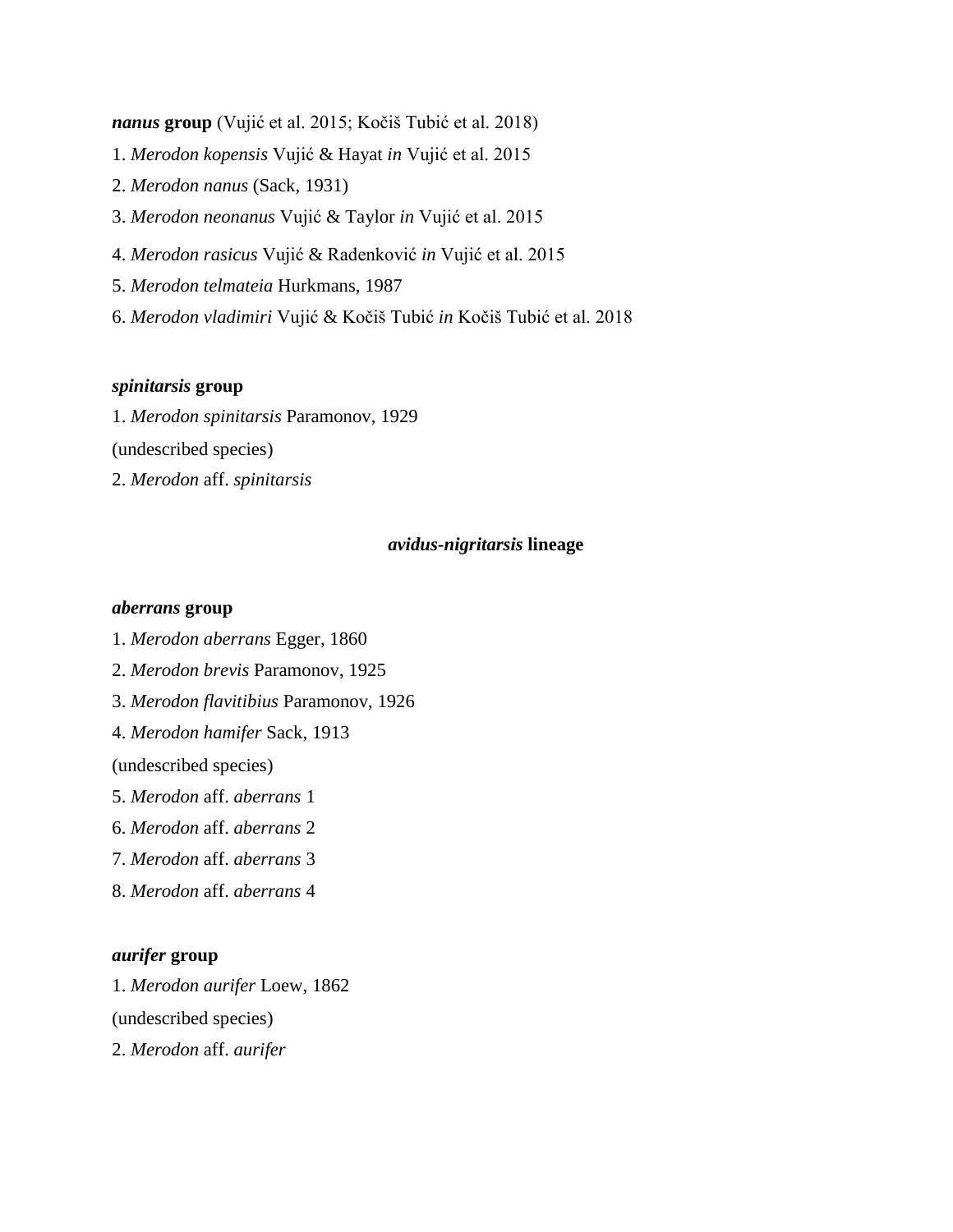***nanus* group** (Vujić et al. 2015; Kočiš Tubić et al. 2018)

1. *Merodon kopensis* Vujić & Hayat *in* Vujić et al. 2015
2. *Merodon nanus* (Sack, 1931)
3. *Merodon neonanus* Vujić & Taylor *in* Vujić et al. 2015
4. *Merodon rasicus* Vujić & Radenković *in* Vujić et al. 2015
5. *Merodon telmateia* Hurkmans, 1987
6. *Merodon vladimiri* Vujić & Kočiš Tubić *in* Kočiš Tubić et al. 2018

***spinitarsis* group**

1. *Merodon spinitarsis* Paramonov, 1929

(undescribed species)

2. *Merodon* aff. *spinitarsis*

## ***avidus-nigritarsis* lineage**

***aberrans* group**

1. *Merodon aberrans* Egger, 1860
2. *Merodon brevis* Paramonov, 1925
3. *Merodon flavitibius* Paramonov, 1926
4. *Merodon hamifer* Sack, 1913

(undescribed species)

5. *Merodon* aff. *aberrans* 1
6. *Merodon* aff. *aberrans* 2
7. *Merodon* aff. *aberrans* 3
8. *Merodon* aff. *aberrans* 4

***aurifer* group**

1. *Merodon aurifer* Loew, 1862

(undescribed species)

2. *Merodon* aff. *aurifer*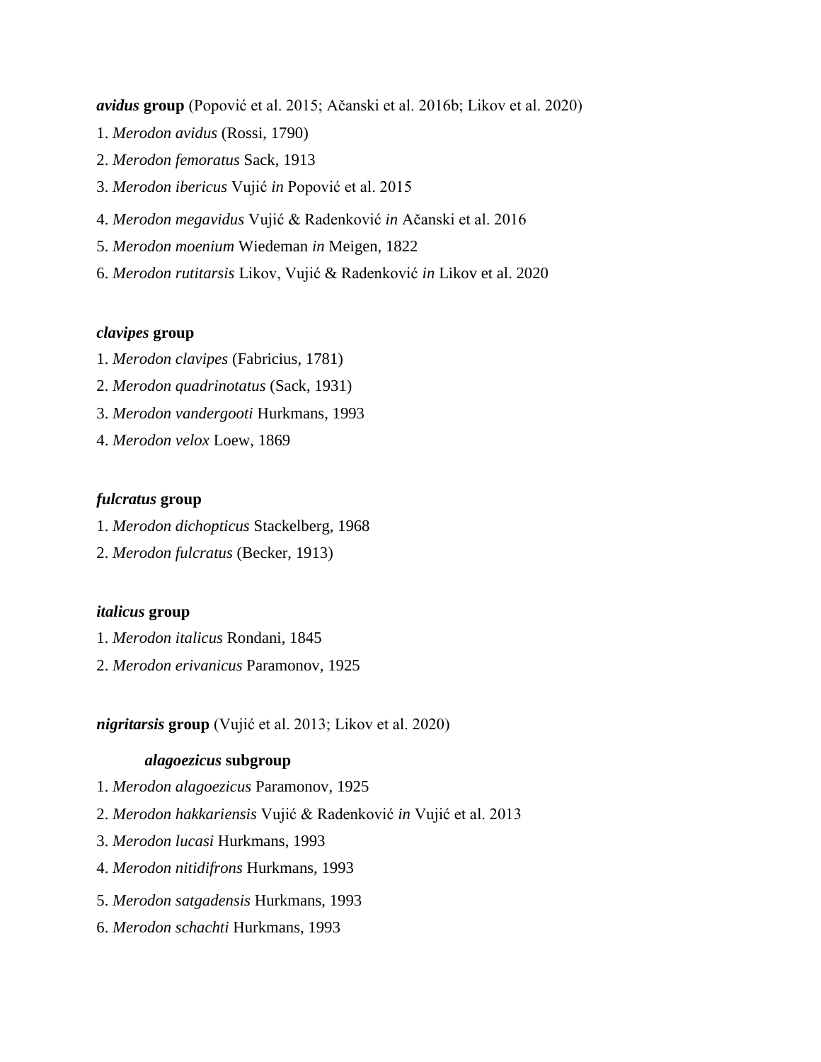***avidus* group** (Popović et al. 2015; Ačanski et al. 2016b; Likov et al. 2020)

1. *Merodon avidus* (Rossi, 1790)
2. *Merodon femoratus* Sack, 1913
3. *Merodon ibericus* Vujić *in* Popović et al. 2015
4. *Merodon megavidus* Vujić & Radenković *in* Ačanski et al. 2016
5. *Merodon moenium* Wiedeman *in* Meigen, 1822
6. *Merodon rutitarsis* Likov, Vujić & Radenković *in* Likov et al. 2020

***clavipes* group**

1. *Merodon clavipes* (Fabricius, 1781)
2. *Merodon quadrinotatus* (Sack, 1931)
3. *Merodon vandergooti* Hurkmans, 1993
4. *Merodon velox* Loew, 1869

***fulcratus* group**

1. *Merodon dichopticus* Stackelberg, 1968
2. *Merodon fulcratus* (Becker, 1913)

***italicus* group**

1. *Merodon italicus* Rondani, 1845
2. *Merodon erivanicus* Paramonov, 1925

***nigritarsis* group** (Vujić et al. 2013; Likov et al. 2020)

***alagoezicus* subgroup**

1. *Merodon alagoezicus* Paramonov, 1925
2. *Merodon hakkariensis* Vujić & Radenković *in* Vujić et al. 2013
3. *Merodon lucasi* Hurkmans, 1993
4. *Merodon nitidifrons* Hurkmans, 1993
5. *Merodon satgadensis* Hurkmans, 1993
6. *Merodon schachti* Hurkmans, 1993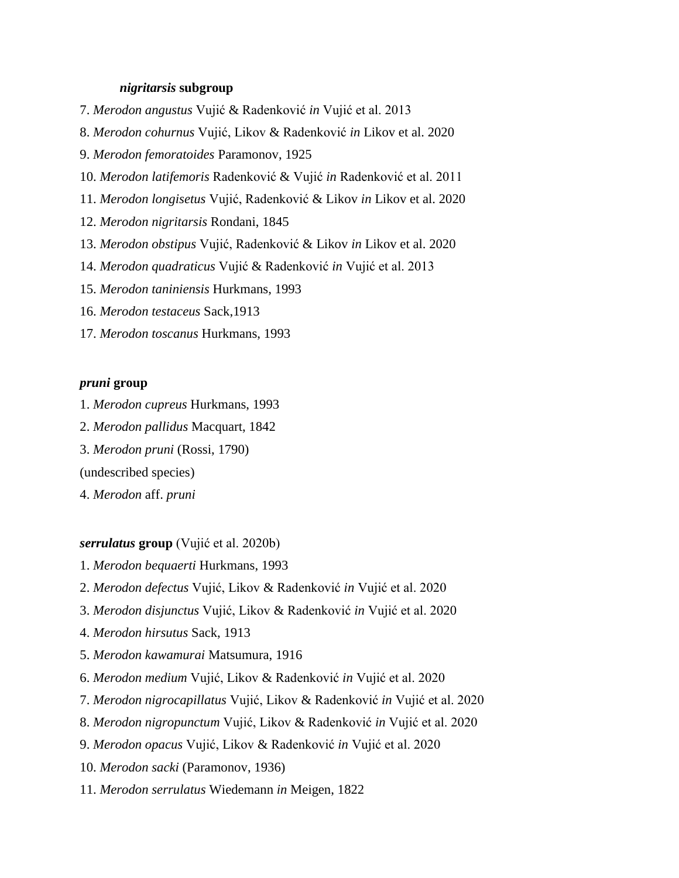***nigritarsis* subgroup**

7. *Merodon angustus* Vujić & Radenković *in* Vujić et al. 2013
8. *Merodon cohurnus* Vujić, Likov & Radenković *in* Likov et al. 2020
9. *Merodon femoratoides* Paramonov, 1925
10. *Merodon latifemoris* Radenković & Vujić *in* Radenković et al. 2011
11. *Merodon longisetus* Vujić, Radenković & Likov *in* Likov et al. 2020
12. *Merodon nigritarsis* Rondani, 1845
13. *Merodon obstipus* Vujić, Radenković & Likov *in* Likov et al. 2020
14. *Merodon quadraticus* Vujić & Radenković *in* Vujić et al. 2013
15. *Merodon taniniensis* Hurkmans, 1993
16. *Merodon testaceus* Sack,1913
17. *Merodon toscanus* Hurkmans, 1993

***pruni* group**

1. *Merodon cupreus* Hurkmans, 1993
2. *Merodon pallidus* Macquart, 1842
3. *Merodon pruni* (Rossi, 1790)

(undescribed species)

4. *Merodon* aff. *pruni*

***serrulatus* group** (Vujić et al. 2020b)

1. *Merodon bequaerti* Hurkmans, 1993
2. *Merodon defectus* Vujić, Likov & Radenković *in* Vujić et al. 2020
3. *Merodon disjunctus* Vujić, Likov & Radenković *in* Vujić et al. 2020
4. *Merodon hirsutus* Sack, 1913
5. *Merodon kawamurai* Matsumura, 1916
6. *Merodon medium* Vujić, Likov & Radenković *in* Vujić et al. 2020
7. *Merodon nigrocapillatus* Vujić, Likov & Radenković *in* Vujić et al. 2020
8. *Merodon nigropunctum* Vujić, Likov & Radenković *in* Vujić et al. 2020
9. *Merodon opacus* Vujić, Likov & Radenković *in* Vujić et al. 2020
10. *Merodon sacki* (Paramonov, 1936)
11. *Merodon serrulatus* Wiedemann *in* Meigen, 1822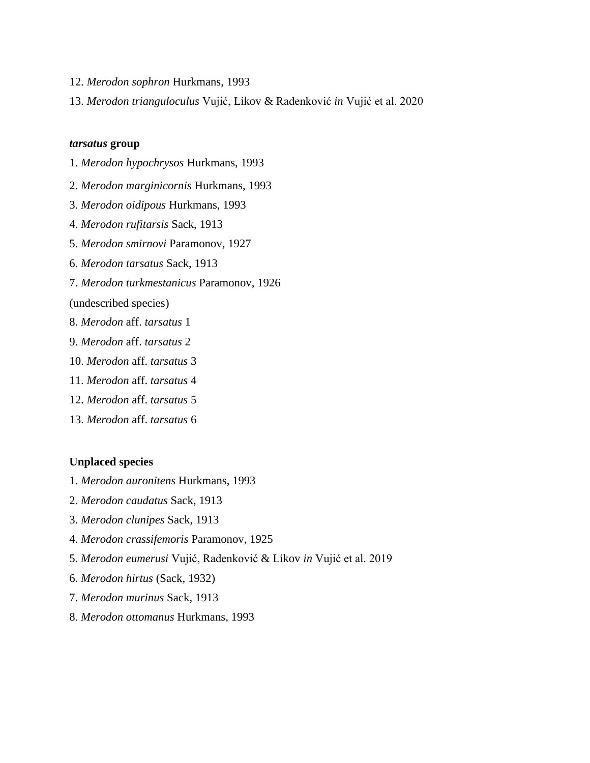12. *Merodon sophron* Hurkmans, 1993

13. *Merodon trianguloculus* Vujić, Likov & Radenković *in* Vujić et al. 2020

***tarsatus* group**

1. *Merodon hypochrysos* Hurkmans, 1993

2. *Merodon marginicornis* Hurkmans, 1993

3. *Merodon oidipous* Hurkmans, 1993

4. *Merodon rufitarsis* Sack, 1913

5. *Merodon smirnovi* Paramonov, 1927

6. *Merodon tarsatus* Sack, 1913

7. *Merodon turkmestanicus* Paramonov, 1926

(undescribed species)

8. *Merodon* aff. *tarsatus* 1

9. *Merodon* aff. *tarsatus* 2

10. *Merodon* aff. *tarsatus* 3

11. *Merodon* aff. *tarsatus* 4

12. *Merodon* aff. *tarsatus* 5

13. *Merodon* aff. *tarsatus* 6

**Unplaced species**

1. *Merodon auronitens* Hurkmans, 1993

2. *Merodon caudatus* Sack, 1913

3. *Merodon clunipes* Sack, 1913

4. *Merodon crassifemoris* Paramonov, 1925

5. *Merodon eumerusi* Vujić, Radenković & Likov *in* Vujić et al. 2019

6. *Merodon hirtus* (Sack, 1932)

7. *Merodon murinus* Sack, 1913

8. *Merodon ottomanus* Hurkmans, 1993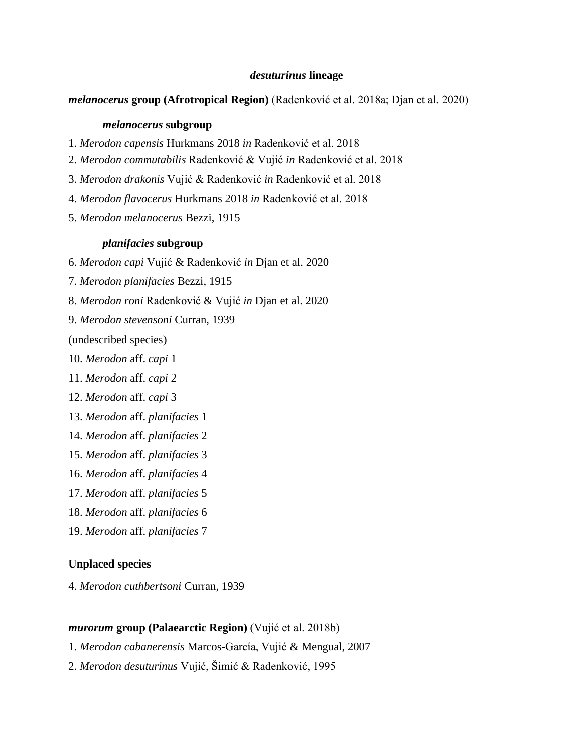### *desuturinus* lineage

**_melanocerus_ group (Afrotropical Region)** (Radenković et al. 2018a; Djan et al. 2020)

**_melanocerus_ subgroup**

1. *Merodon capensis* Hurkmans 2018 *in* Radenković et al. 2018
2. *Merodon commutabilis* Radenković & Vujić *in* Radenković et al. 2018
3. *Merodon drakonis* Vujić & Radenković *in* Radenković et al. 2018
4. *Merodon flavocerus* Hurkmans 2018 *in* Radenković et al. 2018
5. *Merodon melanocerus* Bezzi, 1915

**_planifacies_ subgroup**

6. *Merodon capi* Vujić & Radenković *in* Djan et al. 2020
7. *Merodon planifacies* Bezzi, 1915
8. *Merodon roni* Radenković & Vujić *in* Djan et al. 2020
9. *Merodon stevensoni* Curran, 1939

(undescribed species)

10. *Merodon* aff. *capi* 1
11. *Merodon* aff. *capi* 2
12. *Merodon* aff. *capi* 3
13. *Merodon* aff. *planifacies* 1
14. *Merodon* aff. *planifacies* 2
15. *Merodon* aff. *planifacies* 3
16. *Merodon* aff. *planifacies* 4
17. *Merodon* aff. *planifacies* 5
18. *Merodon* aff. *planifacies* 6
19. *Merodon* aff. *planifacies* 7

**Unplaced species**

4. *Merodon cuthbertsoni* Curran, 1939

**_murorum_ group (Palaearctic Region)** (Vujić et al. 2018b)

1. *Merodon cabanerensis* Marcos-García, Vujić & Mengual, 2007
2. *Merodon desuturinus* Vujić, Šimić & Radenković, 1995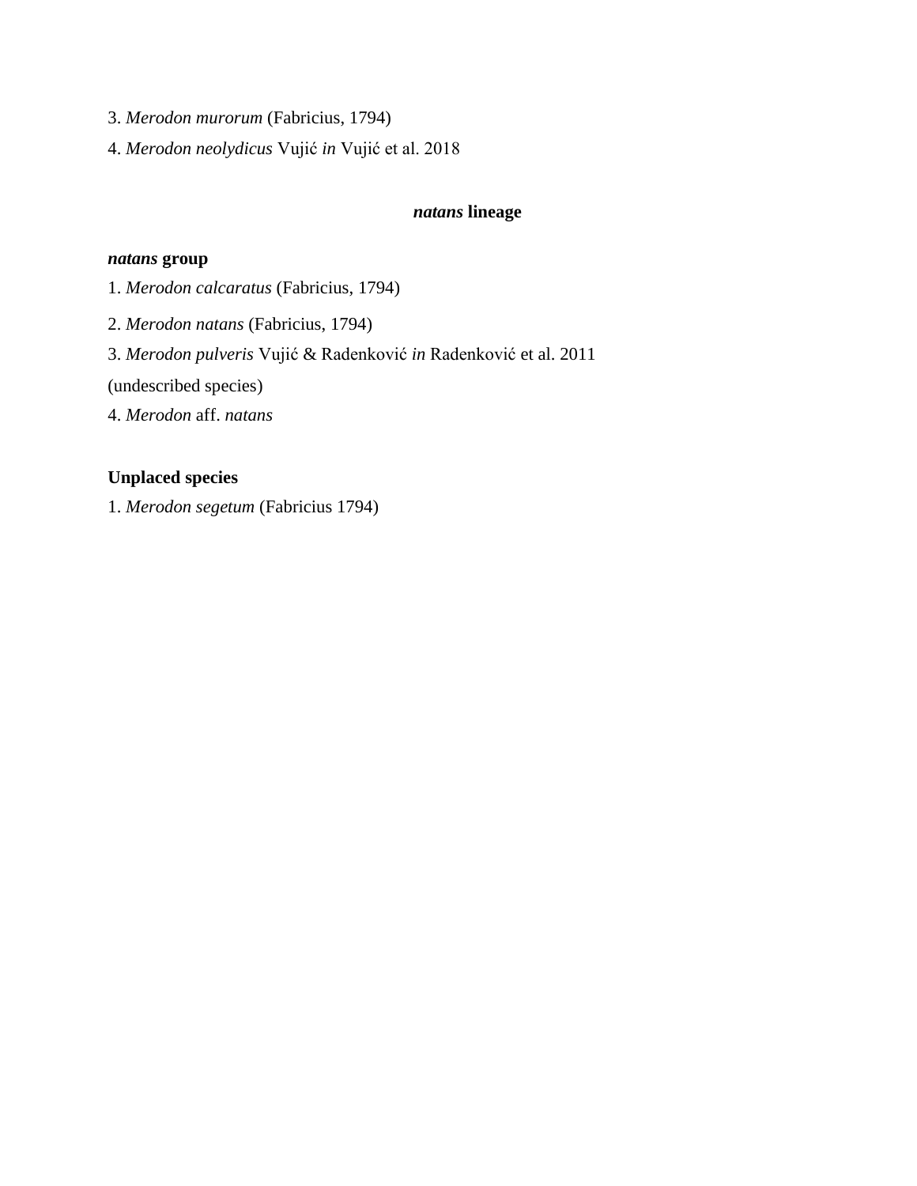3. *Merodon murorum* (Fabricius, 1794)

4. *Merodon neolydicus* Vujić *in* Vujić et al. 2018

## ***natans* lineage**

**natans group**

1. *Merodon calcaratus* (Fabricius, 1794)

2. *Merodon natans* (Fabricius, 1794)

3. *Merodon pulveris* Vujić & Radenković *in* Radenković et al. 2011

(undescribed species)

4. *Merodon* aff. *natans*

**Unplaced species**

1. *Merodon segetum* (Fabricius 1794)